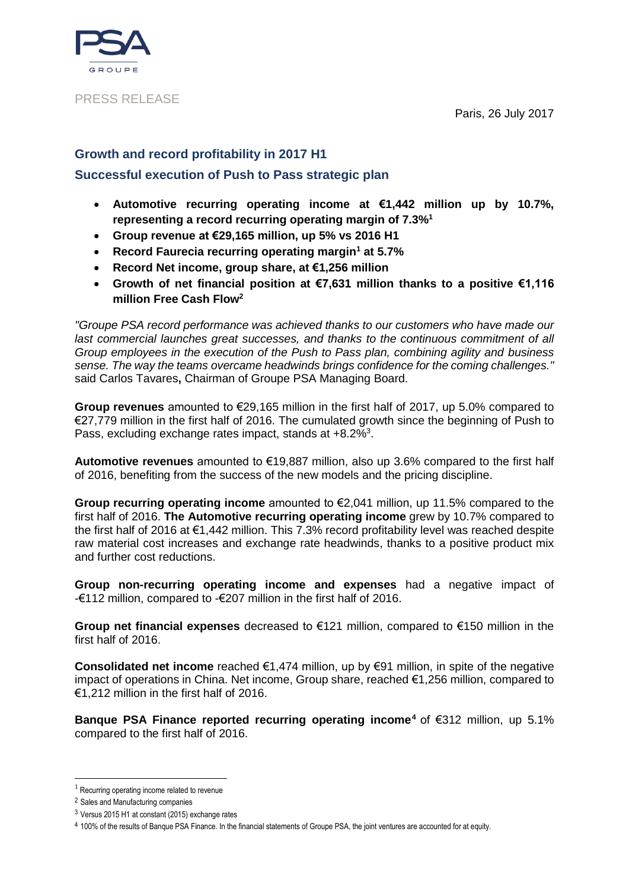PRESS RELEASE

Paris, 26 July 2017

## Growth and record profitability in 2017 H1

## Successful execution of Push to Pass strategic plan

- **Automotive recurring operating income at €1,442 million up by 10.7%, representing a record recurring operating margin of 7.3%[1]**
- **Group revenue at €29,165 million, up 5% vs 2016 H1**
- **Record Faurecia recurring operating margin[1] at 5.7%**
- **Record Net income, group share, at €1,256 million**
- **Growth of net financial position at €7,631 million thanks to a positive €1,116 million Free Cash Flow[2]**

*"Groupe PSA record performance was achieved thanks to our customers who have made our last commercial launches great successes, and thanks to the continuous commitment of all Group employees in the execution of the Push to Pass plan, combining agility and business sense. The way the teams overcame headwinds brings confidence for the coming challenges."* said Carlos Tavares**,** Chairman of Groupe PSA Managing Board.

**Group revenues** amounted to €29,165 million in the first half of 2017, up 5.0% compared to €27,779 million in the first half of 2016. The cumulated growth since the beginning of Push to Pass, excluding exchange rates impact, stands at +8.2%[3].

**Automotive revenues** amounted to €19,887 million, also up 3.6% compared to the first half of 2016, benefiting from the success of the new models and the pricing discipline.

**Group recurring operating income** amounted to €2,041 million, up 11.5% compared to the first half of 2016. **The Automotive recurring operating income** grew by 10.7% compared to the first half of 2016 at €1,442 million. This 7.3% record profitability level was reached despite raw material cost increases and exchange rate headwinds, thanks to a positive product mix and further cost reductions.

**Group non-recurring operating income and expenses** had a negative impact of -€112 million, compared to -€207 million in the first half of 2016.

**Group net financial expenses** decreased to €121 million, compared to €150 million in the first half of 2016.

**Consolidated net income** reached €1,474 million, up by €91 million, in spite of the negative impact of operations in China. Net income, Group share, reached €1,256 million, compared to €1,212 million in the first half of 2016.

**Banque PSA Finance reported recurring operating income[4]** of €312 million, up 5.1% compared to the first half of 2016.

---

[1] Recurring operating income related to revenue

[2] Sales and Manufacturing companies

[3] Versus 2015 H1 at constant (2015) exchange rates

[4] 100% of the results of Banque PSA Finance. In the financial statements of Groupe PSA, the joint ventures are accounted for at equity.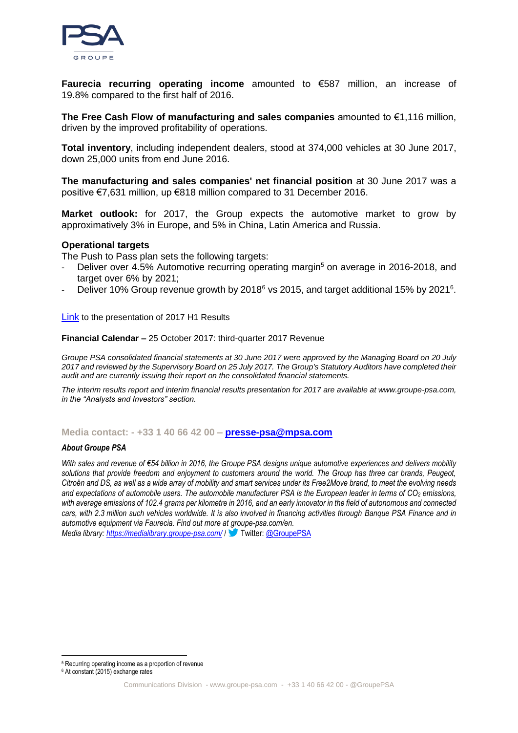**Faurecia recurring operating income** amounted to €587 million, an increase of 19.8% compared to the first half of 2016.

**The Free Cash Flow of manufacturing and sales companies** amounted to €1,116 million, driven by the improved profitability of operations.

**Total inventory**, including independent dealers, stood at 374,000 vehicles at 30 June 2017, down 25,000 units from end June 2016.

**The manufacturing and sales companies' net financial position** at 30 June 2017 was a positive €7,631 million, up €818 million compared to 31 December 2016.

**Market outlook:** for 2017, the Group expects the automotive market to grow by approximatively 3% in Europe, and 5% in China, Latin America and Russia.

### Operational targets

The Push to Pass plan sets the following targets:

- Deliver over 4.5% Automotive recurring operating margin[5] on average in 2016-2018, and target over 6% by 2021;
- Deliver 10% Group revenue growth by 2018[6] vs 2015, and target additional 15% by 2021[6].

Link to the presentation of 2017 H1 Results

**Financial Calendar –** 25 October 2017: third-quarter 2017 Revenue

*Groupe PSA consolidated financial statements at 30 June 2017 were approved by the Managing Board on 20 July 2017 and reviewed by the Supervisory Board on 25 July 2017. The Group's Statutory Auditors have completed their audit and are currently issuing their report on the consolidated financial statements.*

*The interim results report and interim financial results presentation for 2017 are available at www.groupe-psa.com, in the "Analysts and Investors" section.*

**Media contact: - +33 1 40 66 42 00 – presse-psa@mpsa.com**

***About Groupe PSA***

*With sales and revenue of €54 billion in 2016, the Groupe PSA designs unique automotive experiences and delivers mobility solutions that provide freedom and enjoyment to customers around the world. The Group has three car brands, Peugeot, Citroën and DS, as well as a wide array of mobility and smart services under its Free2Move brand, to meet the evolving needs and expectations of automobile users. The automobile manufacturer PSA is the European leader in terms of $CO_2$ emissions, with average emissions of 102.4 grams per kilometre in 2016, and an early innovator in the field of autonomous and connected cars, with 2.3 million such vehicles worldwide. It is also involved in financing activities through Banque PSA Finance and in automotive equipment via Faurecia. Find out more at groupe-psa.com/en.*

*Media library: https://medialibrary.groupe-psa.com/* / Twitter: @GroupePSA

[5] Recurring operating income as a proportion of revenue

[6] At constant (2015) exchange rates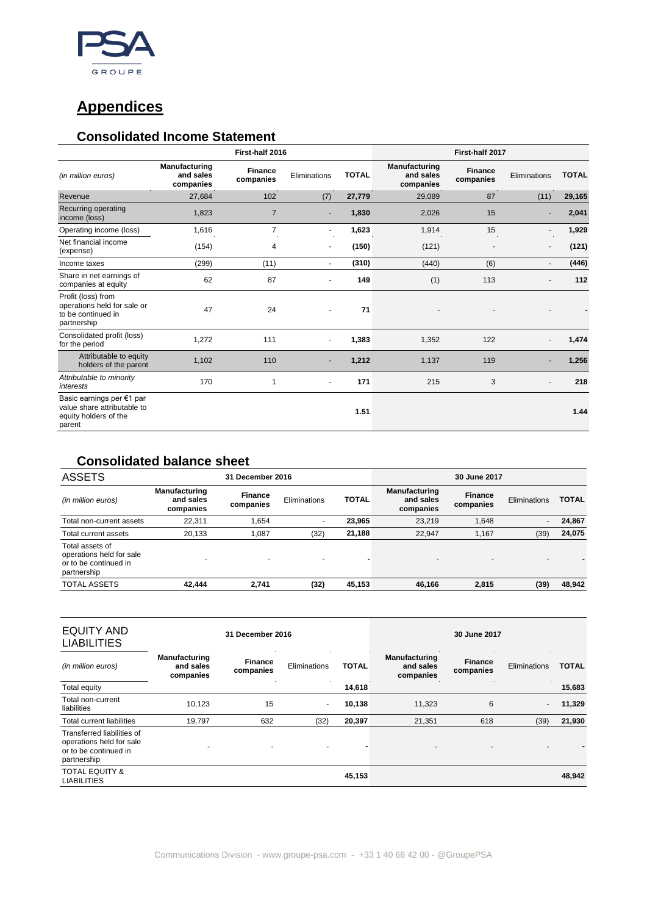# Appendices

## Consolidated Income Statement

| (in million euros) | First-half 2016 | | | | First-half 2017 | | | |
|---|---|---|---|---|---|---|---|---|
| | Manufacturing and sales companies | Finance companies | Eliminations | TOTAL | Manufacturing and sales companies | Finance companies | Eliminations | TOTAL |
| Revenue | 27,684 | 102 | (7) | **27,779** | 29,089 | 87 | (11) | **29,165** |
| Recurring operating income (loss) | 1,823 | 7 | - | **1,830** | 2,026 | 15 | - | **2,041** |
| Operating income (loss) | 1,616 | 7 | - | **1,623** | 1,914 | 15 | - | **1,929** |
| Net financial income (expense) | (154) | 4 | - | **(150)** | (121) | - | - | **(121)** |
| Income taxes | (299) | (11) | - | **(310)** | (440) | (6) | - | **(446)** |
| Share in net earnings of companies at equity | 62 | 87 | - | **149** | (1) | 113 | - | **112** |
| Profit (loss) from operations held for sale or to be continued in partnership | 47 | 24 | - | **71** | - | - | - | **-** |
| Consolidated profit (loss) for the period | 1,272 | 111 | - | **1,383** | 1,352 | 122 | - | **1,474** |
| Attributable to equity holders of the parent | 1,102 | 110 | - | **1,212** | 1,137 | 119 | - | **1,256** |
| *Attributable to minority interests* | 170 | 1 | - | **171** | 215 | 3 | - | **218** |
| Basic earnings per €1 par value share attributable to equity holders of the parent | | | | **1.51** | | | | **1.44** |

## Consolidated balance sheet

| ASSETS | 31 December 2016 | | | | 30 June 2017 | | | |
|---|---|---|---|---|---|---|---|---|
| (in million euros) | Manufacturing and sales companies | Finance companies | Eliminations | TOTAL | Manufacturing and sales companies | Finance companies | Eliminations | TOTAL |
| Total non-current assets | 22,311 | 1,654 | - | **23,965** | 23,219 | 1,648 | - | **24,867** |
| Total current assets | 20,133 | 1,087 | (32) | **21,188** | 22,947 | 1,167 | (39) | **24,075** |
| Total assets of operations held for sale or to be continued in partnership | - | - | - | **-** | - | - | - | **-** |
| TOTAL ASSETS | **42,444** | **2,741** | **(32)** | **45,153** | **46,166** | **2,815** | **(39)** | **48,942** |

| EQUITY AND LIABILITIES | 31 December 2016 | | | | 30 June 2017 | | | |
|---|---|---|---|---|---|---|---|---|
| (in million euros) | Manufacturing and sales companies | Finance companies | Eliminations | TOTAL | Manufacturing and sales companies | Finance companies | Eliminations | TOTAL |
| Total equity | | | | **14,618** | | | | **15,683** |
| Total non-current liabilities | 10,123 | 15 | - | **10,138** | 11,323 | 6 | - | **11,329** |
| Total current liabilities | 19,797 | 632 | (32) | **20,397** | 21,351 | 618 | (39) | **21,930** |
| Transferred liabilities of operations held for sale or to be continued in partnership | - | - | - | **-** | - | - | - | **-** |
| TOTAL EQUITY & LIABILITIES | | | | **45,153** | | | | **48,942** |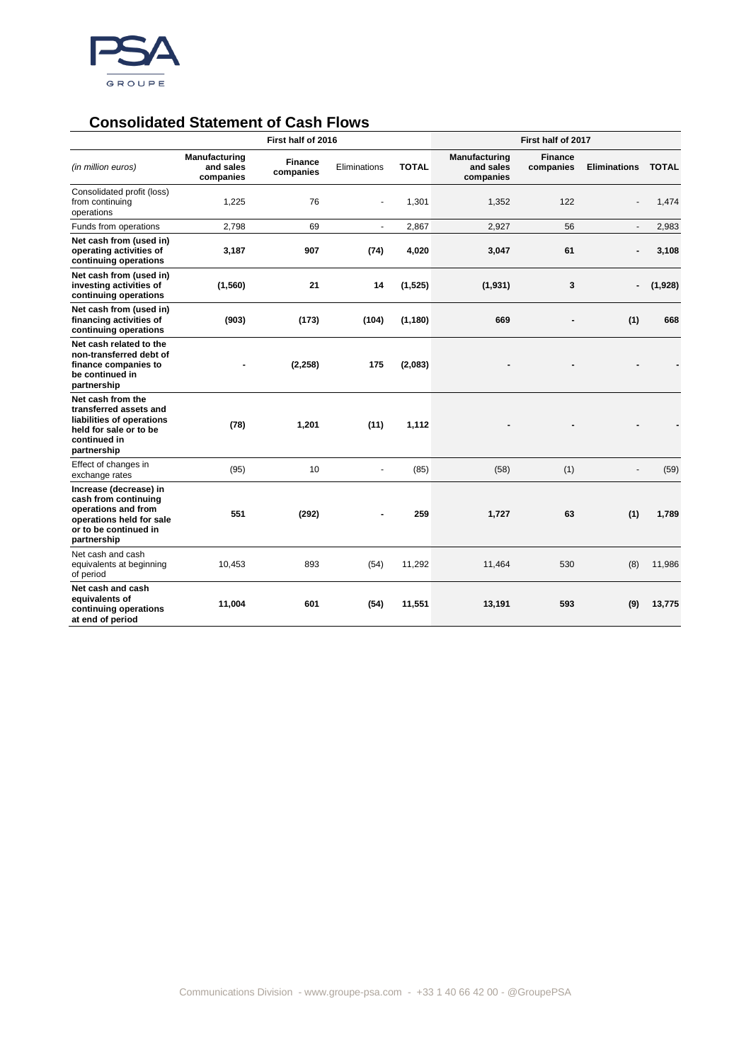## Consolidated Statement of Cash Flows

| *(in million euros)* | First half of 2016 | | | | First half of 2017 | | | |
|---|---|---|---|---|---|---|---|---|
| | **Manufacturing and sales companies** | **Finance companies** | Eliminations | **TOTAL** | **Manufacturing and sales companies** | **Finance companies** | **Eliminations** | **TOTAL** |
| Consolidated profit (loss) from continuing operations | 1,225 | 76 | - | 1,301 | 1,352 | 122 | - | 1,474 |
| Funds from operations | 2,798 | 69 | - | 2,867 | 2,927 | 56 | - | 2,983 |
| **Net cash from (used in) operating activities of continuing operations** | **3,187** | **907** | **(74)** | **4,020** | **3,047** | **61** | **-** | **3,108** |
| **Net cash from (used in) investing activities of continuing operations** | **(1,560)** | **21** | **14** | **(1,525)** | **(1,931)** | **3** | **-** | **(1,928)** |
| **Net cash from (used in) financing activities of continuing operations** | **(903)** | **(173)** | **(104)** | **(1,180)** | **669** | **-** | **(1)** | **668** |
| **Net cash related to the non-transferred debt of finance companies to be continued in partnership** | **-** | **(2,258)** | **175** | **(2,083)** | **-** | **-** | **-** | **-** |
| **Net cash from the transferred assets and liabilities of operations held for sale or to be continued in partnership** | **(78)** | **1,201** | **(11)** | **1,112** | **-** | **-** | **-** | **-** |
| Effect of changes in exchange rates | (95) | 10 | - | (85) | (58) | (1) | - | (59) |
| **Increase (decrease) in cash from continuing operations and from operations held for sale or to be continued in partnership** | **551** | **(292)** | **-** | **259** | **1,727** | **63** | **(1)** | **1,789** |
| Net cash and cash equivalents at beginning of period | 10,453 | 893 | (54) | 11,292 | 11,464 | 530 | (8) | 11,986 |
| **Net cash and cash equivalents of continuing operations at end of period** | **11,004** | **601** | **(54)** | **11,551** | **13,191** | **593** | **(9)** | **13,775** |